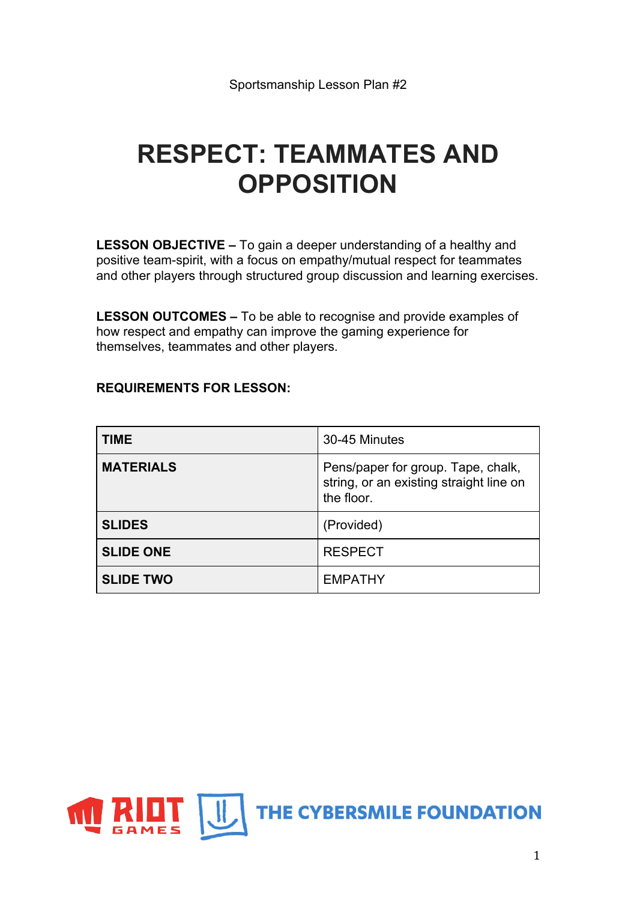Sportsmanship Lesson Plan #2

# RESPECT: TEAMMATES AND OPPOSITION

**LESSON OBJECTIVE –** To gain a deeper understanding of a healthy and positive team-spirit, with a focus on empathy/mutual respect for teammates and other players through structured group discussion and learning exercises.

**LESSON OUTCOMES –** To be able to recognise and provide examples of how respect and empathy can improve the gaming experience for themselves, teammates and other players.

**REQUIREMENTS FOR LESSON:**

| | |
|---|---|
| **TIME** | 30-45 Minutes |
| **MATERIALS** | Pens/paper for group. Tape, chalk, string, or an existing straight line on the floor. |
| **SLIDES** | (Provided) |
| **SLIDE ONE** | RESPECT |
| **SLIDE TWO** | EMPATHY |

RIOT GAMES THE CYBERSMILE FOUNDATION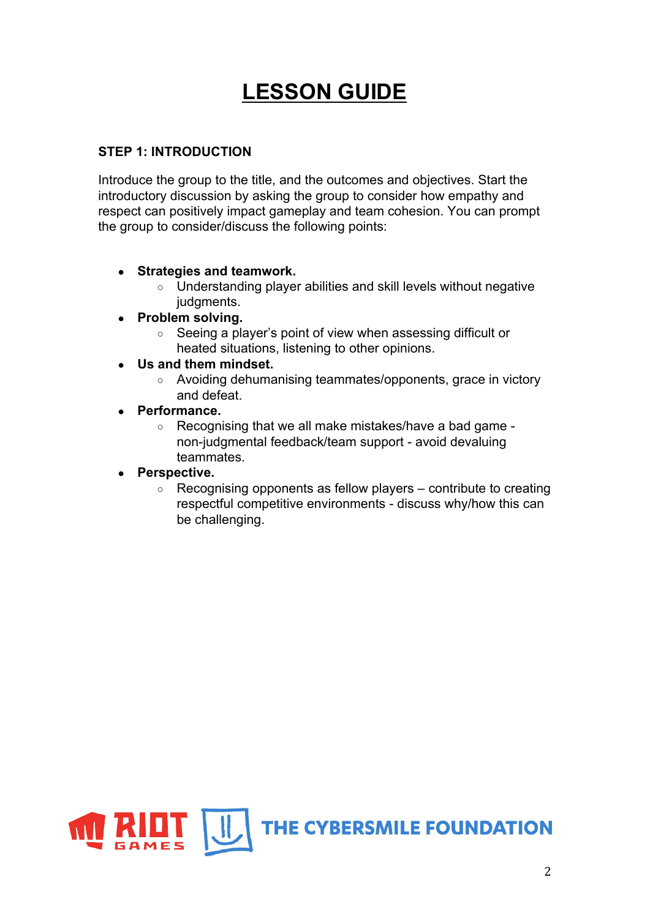# LESSON GUIDE

**STEP 1: INTRODUCTION**

Introduce the group to the title, and the outcomes and objectives. Start the introductory discussion by asking the group to consider how empathy and respect can positively impact gameplay and team cohesion. You can prompt the group to consider/discuss the following points:

- **Strategies and teamwork.**
  - Understanding player abilities and skill levels without negative judgments.
- **Problem solving.**
  - Seeing a player's point of view when assessing difficult or heated situations, listening to other opinions.
- **Us and them mindset.**
  - Avoiding dehumanising teammates/opponents, grace in victory and defeat.
- **Performance.**
  - Recognising that we all make mistakes/have a bad game - non-judgmental feedback/team support - avoid devaluing teammates.
- **Perspective.**
  - Recognising opponents as fellow players – contribute to creating respectful competitive environments - discuss why/how this can be challenging.

RIOT GAMES THE CYBERSMILE FOUNDATION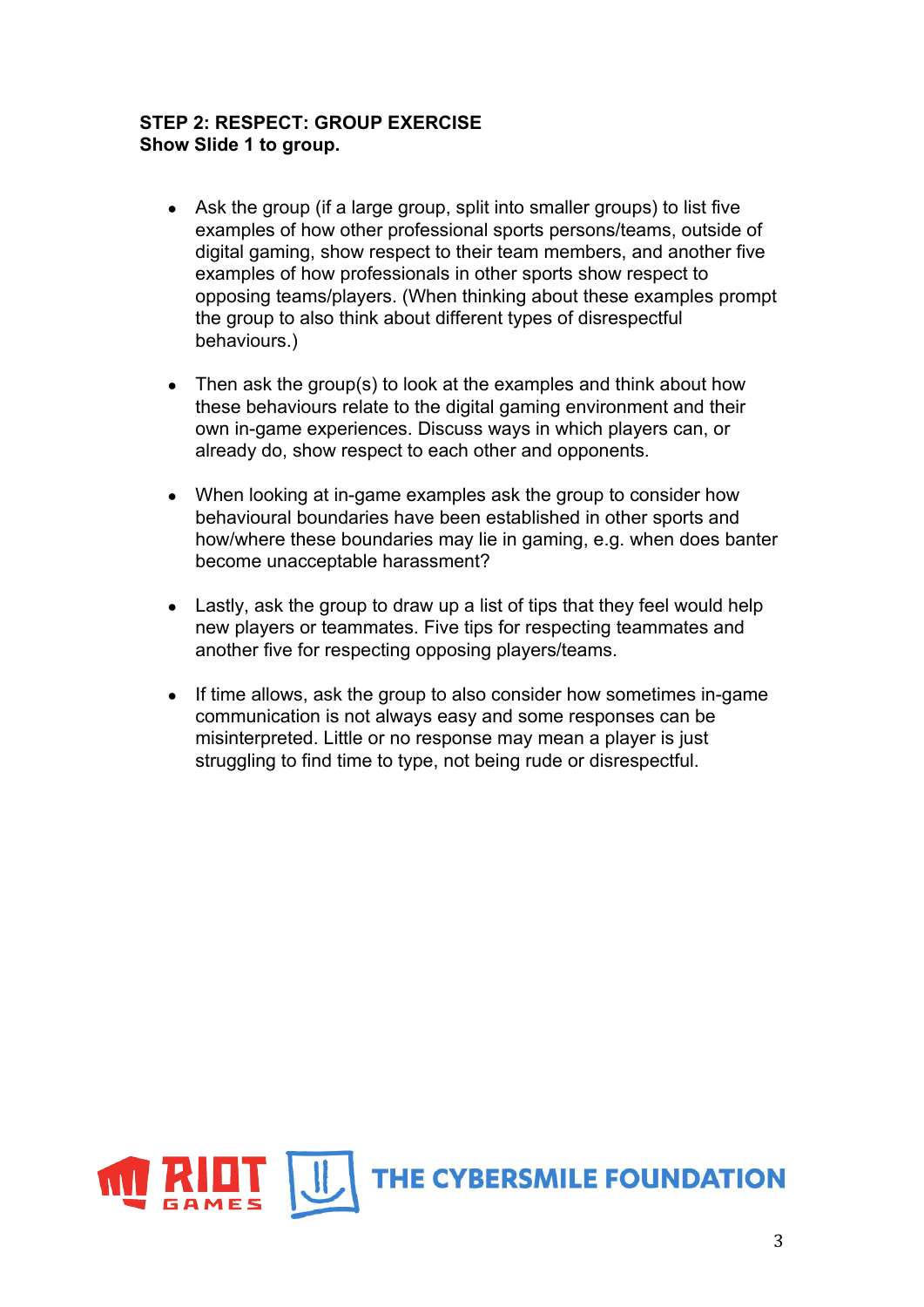**STEP 2: RESPECT: GROUP EXERCISE**
**Show Slide 1 to group.**

- Ask the group (if a large group, split into smaller groups) to list five examples of how other professional sports persons/teams, outside of digital gaming, show respect to their team members, and another five examples of how professionals in other sports show respect to opposing teams/players. (When thinking about these examples prompt the group to also think about different types of disrespectful behaviours.)

- Then ask the group(s) to look at the examples and think about how these behaviours relate to the digital gaming environment and their own in-game experiences. Discuss ways in which players can, or already do, show respect to each other and opponents.

- When looking at in-game examples ask the group to consider how behavioural boundaries have been established in other sports and how/where these boundaries may lie in gaming, e.g. when does banter become unacceptable harassment?

- Lastly, ask the group to draw up a list of tips that they feel would help new players or teammates. Five tips for respecting teammates and another five for respecting opposing players/teams.

- If time allows, ask the group to also consider how sometimes in-game communication is not always easy and some responses can be misinterpreted. Little or no response may mean a player is just struggling to find time to type, not being rude or disrespectful.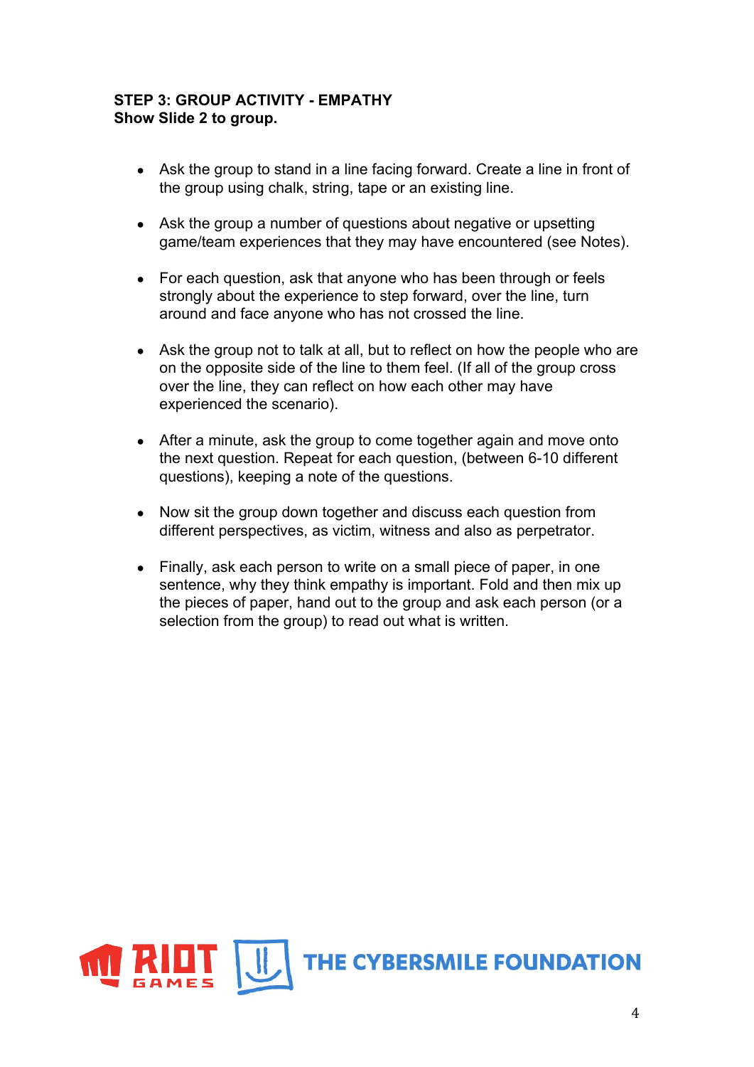**STEP 3: GROUP ACTIVITY - EMPATHY**
**Show Slide 2 to group.**

- Ask the group to stand in a line facing forward. Create a line in front of the group using chalk, string, tape or an existing line.
- Ask the group a number of questions about negative or upsetting game/team experiences that they may have encountered (see Notes).
- For each question, ask that anyone who has been through or feels strongly about the experience to step forward, over the line, turn around and face anyone who has not crossed the line.
- Ask the group not to talk at all, but to reflect on how the people who are on the opposite side of the line to them feel. (If all of the group cross over the line, they can reflect on how each other may have experienced the scenario).
- After a minute, ask the group to come together again and move onto the next question. Repeat for each question, (between 6-10 different questions), keeping a note of the questions.
- Now sit the group down together and discuss each question from different perspectives, as victim, witness and also as perpetrator.
- Finally, ask each person to write on a small piece of paper, in one sentence, why they think empathy is important. Fold and then mix up the pieces of paper, hand out to the group and ask each person (or a selection from the group) to read out what is written.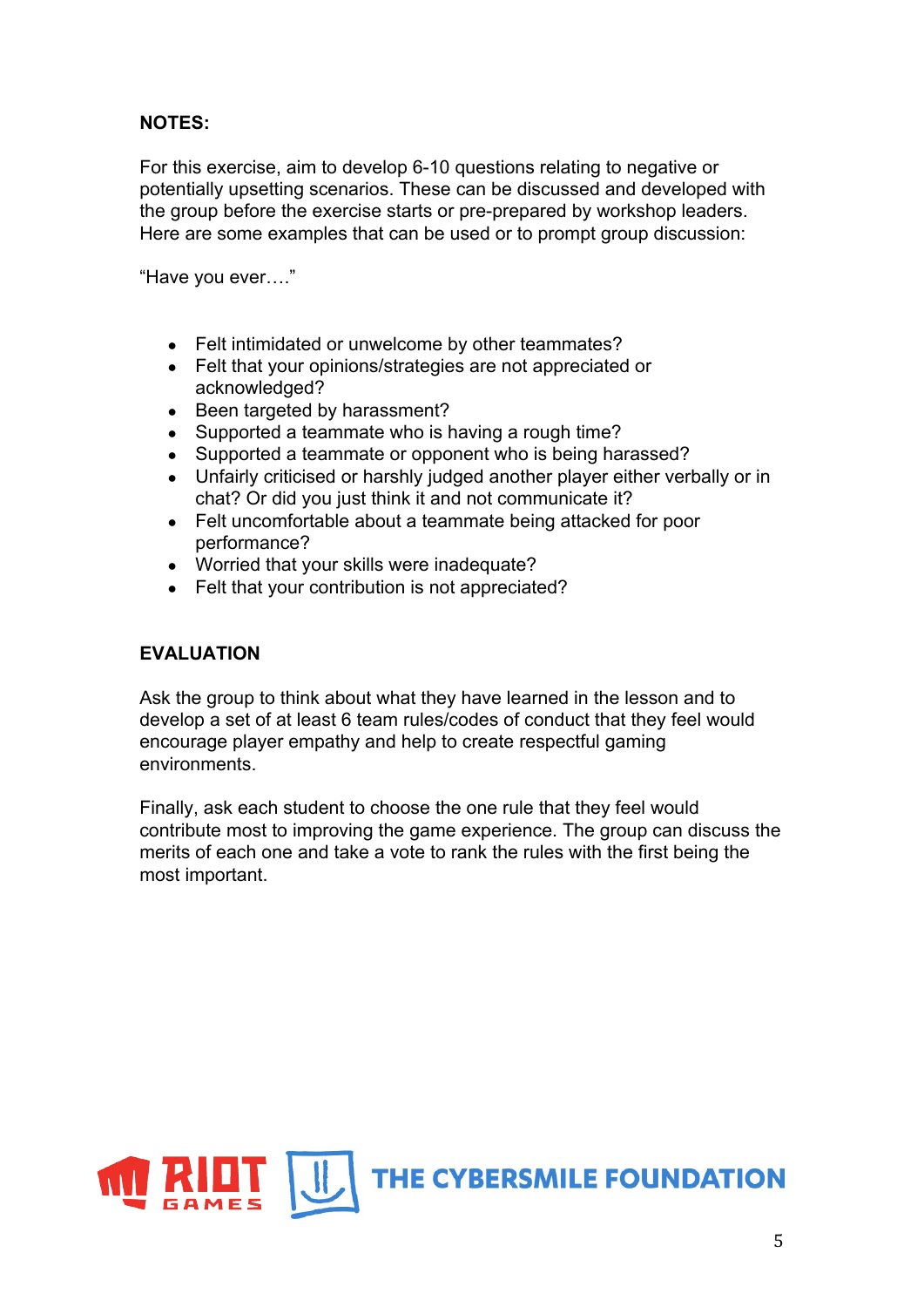**NOTES:**

For this exercise, aim to develop 6-10 questions relating to negative or potentially upsetting scenarios. These can be discussed and developed with the group before the exercise starts or pre-prepared by workshop leaders. Here are some examples that can be used or to prompt group discussion:

"Have you ever…."

- Felt intimidated or unwelcome by other teammates?
- Felt that your opinions/strategies are not appreciated or acknowledged?
- Been targeted by harassment?
- Supported a teammate who is having a rough time?
- Supported a teammate or opponent who is being harassed?
- Unfairly criticised or harshly judged another player either verbally or in chat? Or did you just think it and not communicate it?
- Felt uncomfortable about a teammate being attacked for poor performance?
- Worried that your skills were inadequate?
- Felt that your contribution is not appreciated?

**EVALUATION**

Ask the group to think about what they have learned in the lesson and to develop a set of at least 6 team rules/codes of conduct that they feel would encourage player empathy and help to create respectful gaming environments.

Finally, ask each student to choose the one rule that they feel would contribute most to improving the game experience. The group can discuss the merits of each one and take a vote to rank the rules with the first being the most important.